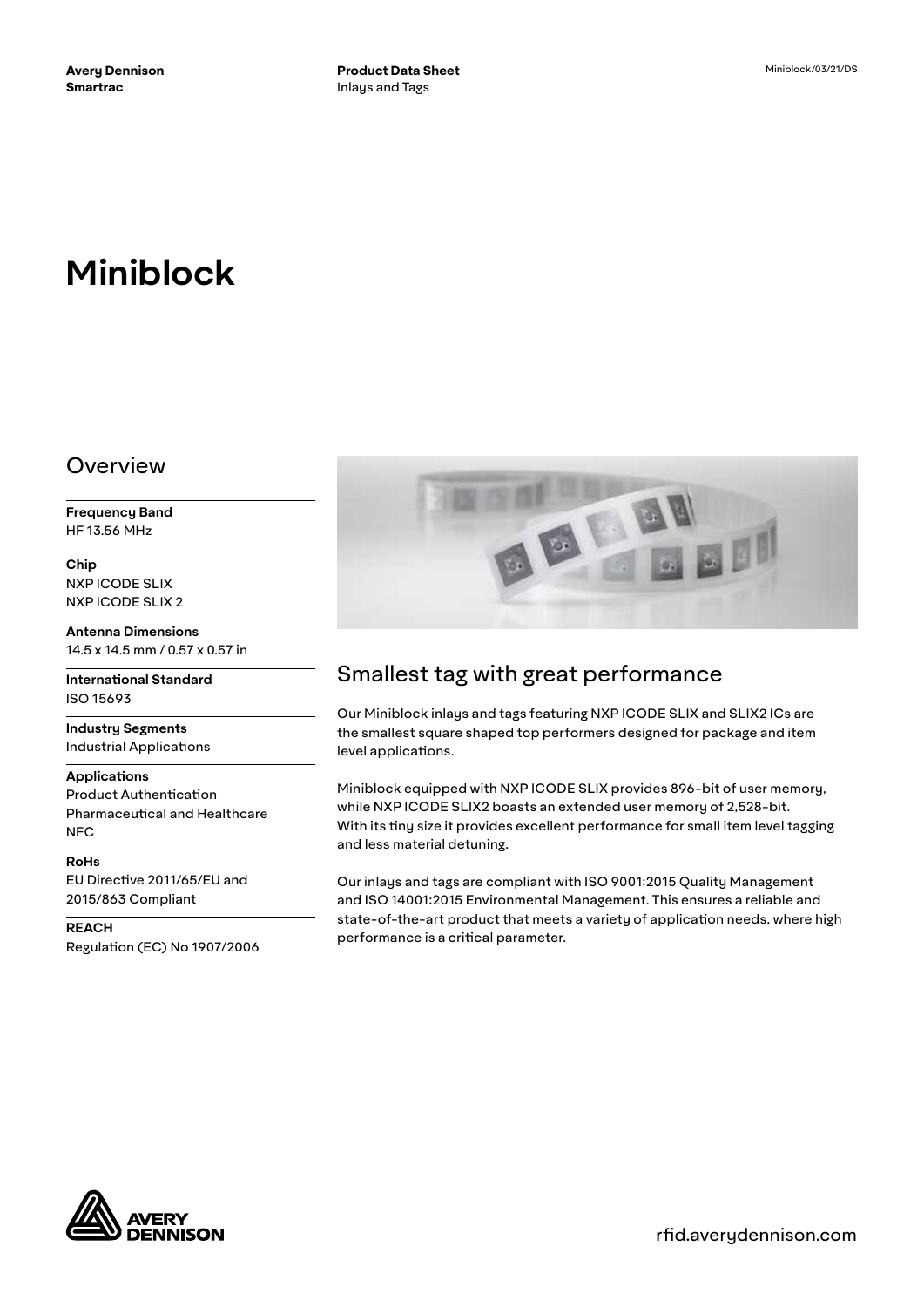Avery Dennison
Smartrac

**Product Data Sheet**
Inlays and Tags

Miniblock/03/21/DS

# Miniblock

## Overview

**Frequency Band**
HF 13.56 MHz

**Chip**
NXP ICODE SLIX
NXP ICODE SLIX 2

**Antenna Dimensions**
14.5 x 14.5 mm / 0.57 x 0.57 in

**International Standard**
ISO 15693

**Industry Segments**
Industrial Applications

**Applications**
Product Authentication
Pharmaceutical and Healthcare
NFC

**RoHs**
EU Directive 2011/65/EU and 2015/863 Compliant

**REACH**
Regulation (EC) No 1907/2006

## Smallest tag with great performance

Our Miniblock inlays and tags featuring NXP ICODE SLIX and SLIX2 ICs are the smallest square shaped top performers designed for package and item level applications.

Miniblock equipped with NXP ICODE SLIX provides 896-bit of user memory, while NXP ICODE SLIX2 boasts an extended user memory of 2,528-bit. With its tiny size it provides excellent performance for small item level tagging and less material detuning.

Our inlays and tags are compliant with ISO 9001:2015 Quality Management and ISO 14001:2015 Environmental Management. This ensures a reliable and state-of-the-art product that meets a variety of application needs, where high performance is a critical parameter.

rfid.averydennison.com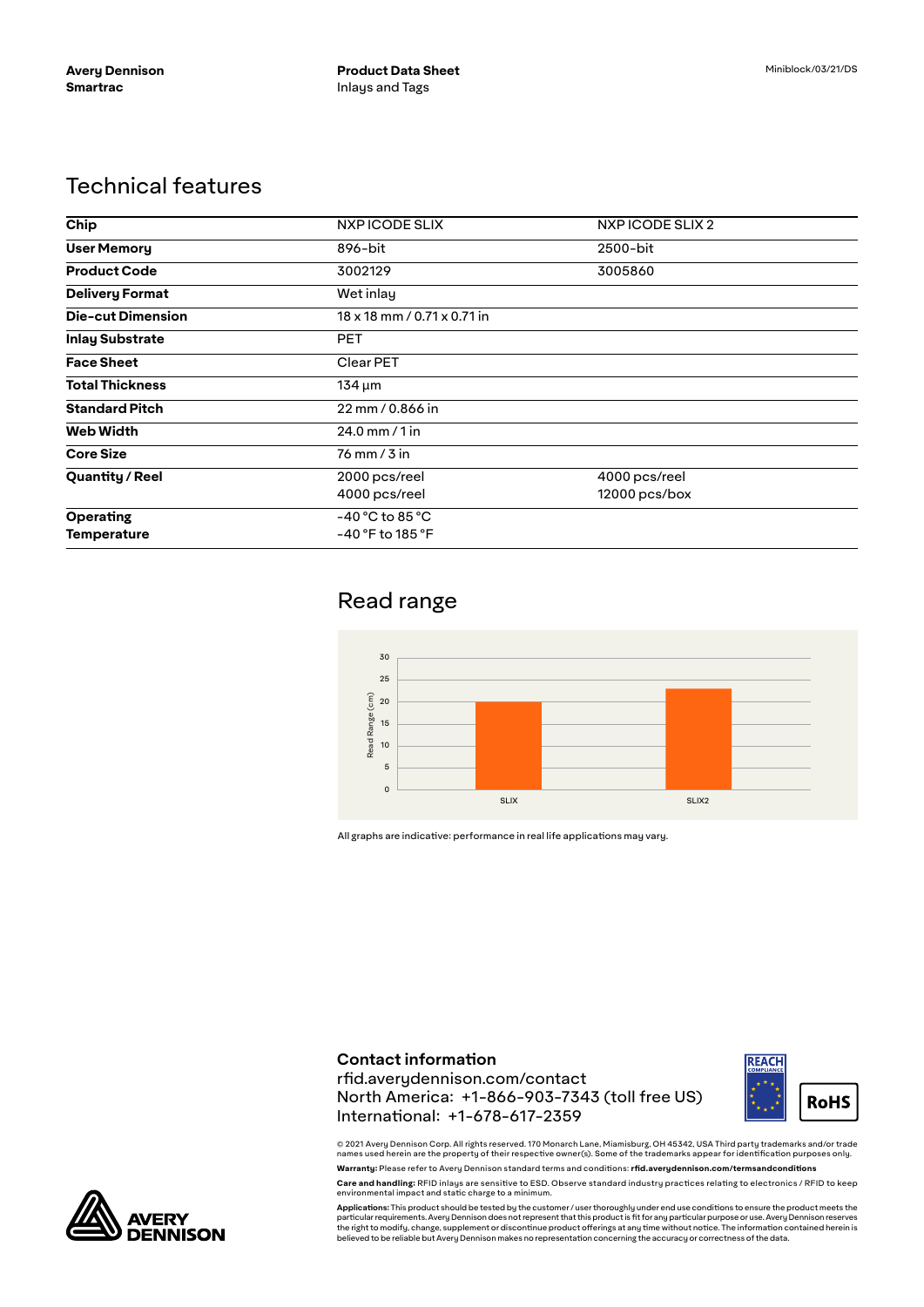## Technical features

| | | |
|---|---|---|
| **Chip** | NXP ICODE SLIX | NXP ICODE SLIX 2 |
| **User Memory** | 896-bit | 2500-bit |
| **Product Code** | 3002129 | 3005860 |
| **Delivery Format** | Wet inlay | |
| **Die-cut Dimension** | 18 x 18 mm / 0.71 x 0.71 in | |
| **Inlay Substrate** | PET | |
| **Face Sheet** | Clear PET | |
| **Total Thickness** | 134 µm | |
| **Standard Pitch** | 22 mm / 0.866 in | |
| **Web Width** | 24.0 mm / 1 in | |
| **Core Size** | 76 mm / 3 in | |
| **Quantity / Reel** | 2000 pcs/reel<br>4000 pcs/reel | 4000 pcs/reel<br>12000 pcs/box |
| **Operating Temperature** | -40 °C to 85 °C<br>-40 °F to 185 °F | |

## Read range

Read Range (cm)

30
25
20
15
10
5
0

SLIX
SLIX2

All graphs are indicative: performance in real life applications may vary.

**Contact information**
rfid.averydennison.com/contact
North America: +1-866-903-7343 (toll free US)
International: +1-678-617-2359

REACH COMPLIANCE

RoHS

© 2021 Avery Dennison Corp. All rights reserved. 170 Monarch Lane, Miamisburg, OH 45342, USA Third party trademarks and/or trade names used herein are the property of their respective owner(s). Some of the trademarks appear for identification purposes only.

**Warranty:** Please refer to Avery Dennison standard terms and conditions: **rfid.averydennison.com/termsandconditions**

**Care and handling:** RFID inlays are sensitive to ESD. Observe standard industry practices relating to electronics / RFID to keep environmental impact and static charge to a minimum.

**Applications:** This product should be tested by the customer / user thoroughly under end use conditions to ensure the product meets the particular requirements. Avery Dennison does not represent that this product is fit for any particular purpose or use. Avery Dennison reserves the right to modify, change, supplement or discontinue product offerings at any time without notice. The information contained herein is believed to be reliable but Avery Dennison makes no representation concerning the accuracy or correctness of the data.

AVERY DENNISON